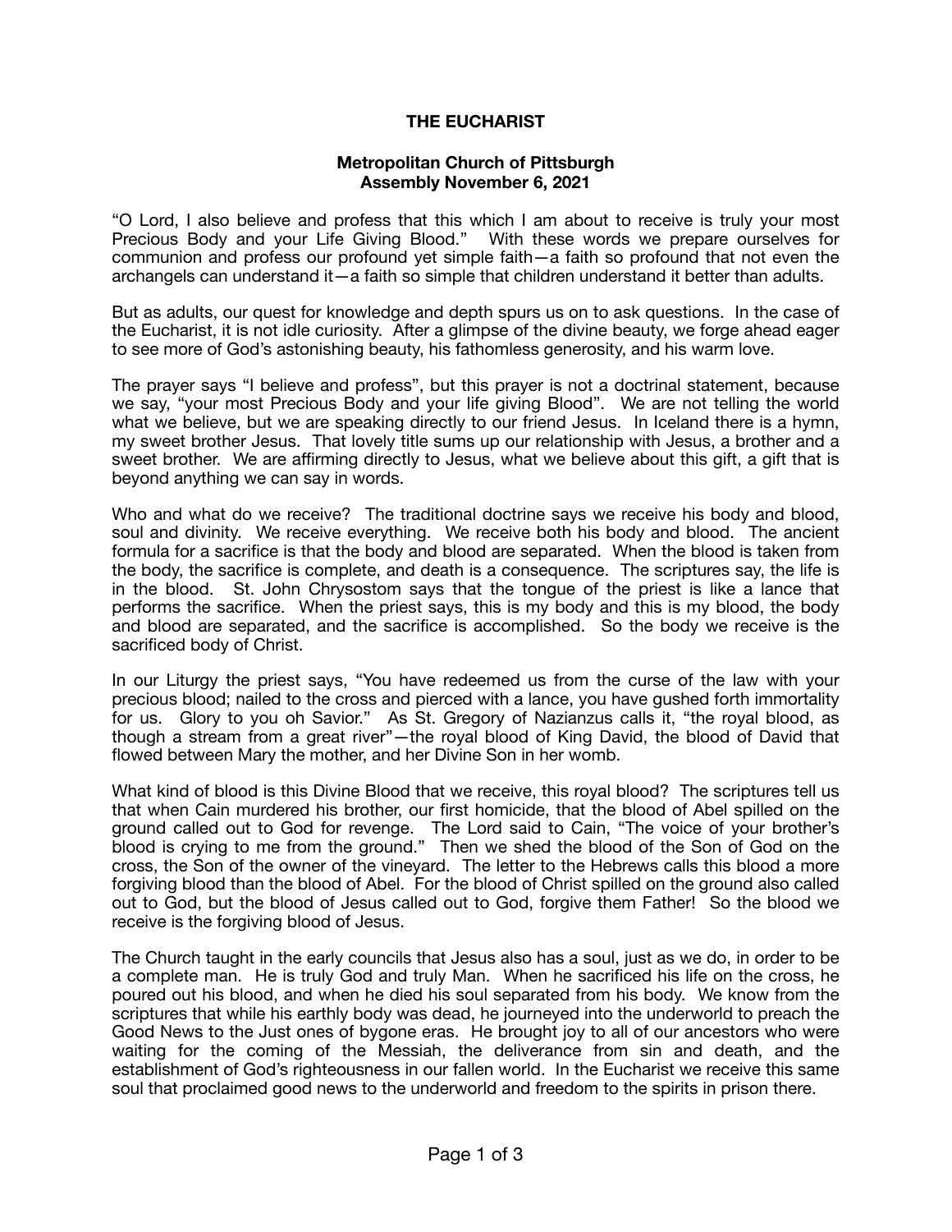**THE EUCHARIST**

**Metropolitan Church of Pittsburgh**
**Assembly November 6, 2021**

"O Lord, I also believe and profess that this which I am about to receive is truly your most Precious Body and your Life Giving Blood." With these words we prepare ourselves for communion and profess our profound yet simple faith—a faith so profound that not even the archangels can understand it—a faith so simple that children understand it better than adults.

But as adults, our quest for knowledge and depth spurs us on to ask questions. In the case of the Eucharist, it is not idle curiosity. After a glimpse of the divine beauty, we forge ahead eager to see more of God's astonishing beauty, his fathomless generosity, and his warm love.

The prayer says "I believe and profess", but this prayer is not a doctrinal statement, because we say, "your most Precious Body and your life giving Blood". We are not telling the world what we believe, but we are speaking directly to our friend Jesus. In Iceland there is a hymn, my sweet brother Jesus. That lovely title sums up our relationship with Jesus, a brother and a sweet brother. We are affirming directly to Jesus, what we believe about this gift, a gift that is beyond anything we can say in words.

Who and what do we receive? The traditional doctrine says we receive his body and blood, soul and divinity. We receive everything. We receive both his body and blood. The ancient formula for a sacrifice is that the body and blood are separated. When the blood is taken from the body, the sacrifice is complete, and death is a consequence. The scriptures say, the life is in the blood. St. John Chrysostom says that the tongue of the priest is like a lance that performs the sacrifice. When the priest says, this is my body and this is my blood, the body and blood are separated, and the sacrifice is accomplished. So the body we receive is the sacrificed body of Christ.

In our Liturgy the priest says, "You have redeemed us from the curse of the law with your precious blood; nailed to the cross and pierced with a lance, you have gushed forth immortality for us. Glory to you oh Savior." As St. Gregory of Nazianzus calls it, "the royal blood, as though a stream from a great river"—the royal blood of King David, the blood of David that flowed between Mary the mother, and her Divine Son in her womb.

What kind of blood is this Divine Blood that we receive, this royal blood? The scriptures tell us that when Cain murdered his brother, our first homicide, that the blood of Abel spilled on the ground called out to God for revenge. The Lord said to Cain, "The voice of your brother's blood is crying to me from the ground." Then we shed the blood of the Son of God on the cross, the Son of the owner of the vineyard. The letter to the Hebrews calls this blood a more forgiving blood than the blood of Abel. For the blood of Christ spilled on the ground also called out to God, but the blood of Jesus called out to God, forgive them Father! So the blood we receive is the forgiving blood of Jesus.

The Church taught in the early councils that Jesus also has a soul, just as we do, in order to be a complete man. He is truly God and truly Man. When he sacrificed his life on the cross, he poured out his blood, and when he died his soul separated from his body. We know from the scriptures that while his earthly body was dead, he journeyed into the underworld to preach the Good News to the Just ones of bygone eras. He brought joy to all of our ancestors who were waiting for the coming of the Messiah, the deliverance from sin and death, and the establishment of God's righteousness in our fallen world. In the Eucharist we receive this same soul that proclaimed good news to the underworld and freedom to the spirits in prison there.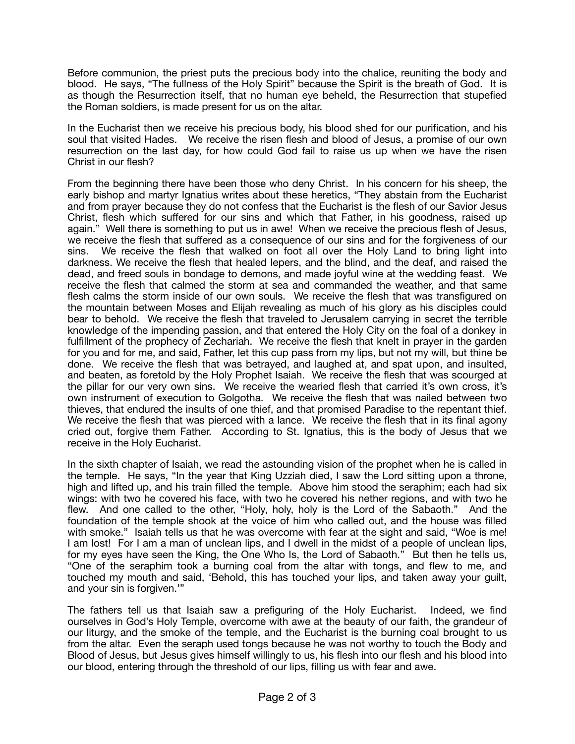Before communion, the priest puts the precious body into the chalice, reuniting the body and blood. He says, "The fullness of the Holy Spirit" because the Spirit is the breath of God. It is as though the Resurrection itself, that no human eye beheld, the Resurrection that stupefied the Roman soldiers, is made present for us on the altar.

In the Eucharist then we receive his precious body, his blood shed for our purification, and his soul that visited Hades. We receive the risen flesh and blood of Jesus, a promise of our own resurrection on the last day, for how could God fail to raise us up when we have the risen Christ in our flesh?

From the beginning there have been those who deny Christ. In his concern for his sheep, the early bishop and martyr Ignatius writes about these heretics, "They abstain from the Eucharist and from prayer because they do not confess that the Eucharist is the flesh of our Savior Jesus Christ, flesh which suffered for our sins and which that Father, in his goodness, raised up again." Well there is something to put us in awe! When we receive the precious flesh of Jesus, we receive the flesh that suffered as a consequence of our sins and for the forgiveness of our sins. We receive the flesh that walked on foot all over the Holy Land to bring light into darkness. We receive the flesh that healed lepers, and the blind, and the deaf, and raised the dead, and freed souls in bondage to demons, and made joyful wine at the wedding feast. We receive the flesh that calmed the storm at sea and commanded the weather, and that same flesh calms the storm inside of our own souls. We receive the flesh that was transfigured on the mountain between Moses and Elijah revealing as much of his glory as his disciples could bear to behold. We receive the flesh that traveled to Jerusalem carrying in secret the terrible knowledge of the impending passion, and that entered the Holy City on the foal of a donkey in fulfillment of the prophecy of Zechariah. We receive the flesh that knelt in prayer in the garden for you and for me, and said, Father, let this cup pass from my lips, but not my will, but thine be done. We receive the flesh that was betrayed, and laughed at, and spat upon, and insulted, and beaten, as foretold by the Holy Prophet Isaiah. We receive the flesh that was scourged at the pillar for our very own sins. We receive the wearied flesh that carried it's own cross, it's own instrument of execution to Golgotha. We receive the flesh that was nailed between two thieves, that endured the insults of one thief, and that promised Paradise to the repentant thief. We receive the flesh that was pierced with a lance. We receive the flesh that in its final agony cried out, forgive them Father. According to St. Ignatius, this is the body of Jesus that we receive in the Holy Eucharist.

In the sixth chapter of Isaiah, we read the astounding vision of the prophet when he is called in the temple. He says, "In the year that King Uzziah died, I saw the Lord sitting upon a throne, high and lifted up, and his train filled the temple. Above him stood the seraphim; each had six wings: with two he covered his face, with two he covered his nether regions, and with two he flew. And one called to the other, "Holy, holy, holy is the Lord of the Sabaoth." And the foundation of the temple shook at the voice of him who called out, and the house was filled with smoke." Isaiah tells us that he was overcome with fear at the sight and said, "Woe is me! I am lost! For I am a man of unclean lips, and I dwell in the midst of a people of unclean lips, for my eyes have seen the King, the One Who Is, the Lord of Sabaoth." But then he tells us, "One of the seraphim took a burning coal from the altar with tongs, and flew to me, and touched my mouth and said, 'Behold, this has touched your lips, and taken away your guilt, and your sin is forgiven.'"

The fathers tell us that Isaiah saw a prefiguring of the Holy Eucharist. Indeed, we find ourselves in God's Holy Temple, overcome with awe at the beauty of our faith, the grandeur of our liturgy, and the smoke of the temple, and the Eucharist is the burning coal brought to us from the altar. Even the seraph used tongs because he was not worthy to touch the Body and Blood of Jesus, but Jesus gives himself willingly to us, his flesh into our flesh and his blood into our blood, entering through the threshold of our lips, filling us with fear and awe.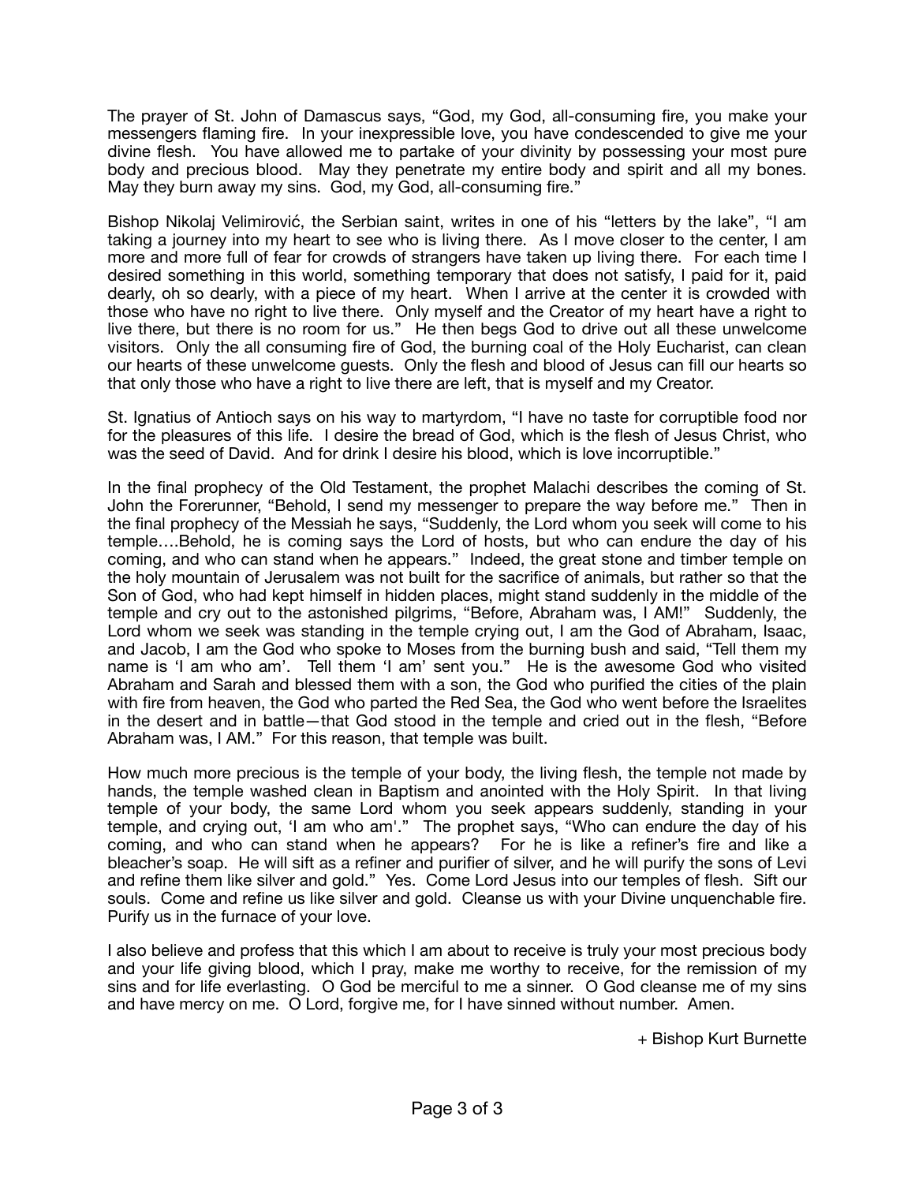The prayer of St. John of Damascus says, "God, my God, all-consuming fire, you make your messengers flaming fire. In your inexpressible love, you have condescended to give me your divine flesh. You have allowed me to partake of your divinity by possessing your most pure body and precious blood. May they penetrate my entire body and spirit and all my bones. May they burn away my sins. God, my God, all-consuming fire."

Bishop Nikolaj Velimirović, the Serbian saint, writes in one of his "letters by the lake", "I am taking a journey into my heart to see who is living there. As I move closer to the center, I am more and more full of fear for crowds of strangers have taken up living there. For each time I desired something in this world, something temporary that does not satisfy, I paid for it, paid dearly, oh so dearly, with a piece of my heart. When I arrive at the center it is crowded with those who have no right to live there. Only myself and the Creator of my heart have a right to live there, but there is no room for us." He then begs God to drive out all these unwelcome visitors. Only the all consuming fire of God, the burning coal of the Holy Eucharist, can clean our hearts of these unwelcome guests. Only the flesh and blood of Jesus can fill our hearts so that only those who have a right to live there are left, that is myself and my Creator.

St. Ignatius of Antioch says on his way to martyrdom, "I have no taste for corruptible food nor for the pleasures of this life. I desire the bread of God, which is the flesh of Jesus Christ, who was the seed of David. And for drink I desire his blood, which is love incorruptible."

In the final prophecy of the Old Testament, the prophet Malachi describes the coming of St. John the Forerunner, "Behold, I send my messenger to prepare the way before me." Then in the final prophecy of the Messiah he says, "Suddenly, the Lord whom you seek will come to his temple….Behold, he is coming says the Lord of hosts, but who can endure the day of his coming, and who can stand when he appears." Indeed, the great stone and timber temple on the holy mountain of Jerusalem was not built for the sacrifice of animals, but rather so that the Son of God, who had kept himself in hidden places, might stand suddenly in the middle of the temple and cry out to the astonished pilgrims, "Before, Abraham was, I AM!" Suddenly, the Lord whom we seek was standing in the temple crying out, I am the God of Abraham, Isaac, and Jacob, I am the God who spoke to Moses from the burning bush and said, "Tell them my name is 'I am who am'. Tell them 'I am' sent you." He is the awesome God who visited Abraham and Sarah and blessed them with a son, the God who purified the cities of the plain with fire from heaven, the God who parted the Red Sea, the God who went before the Israelites in the desert and in battle—that God stood in the temple and cried out in the flesh, "Before Abraham was, I AM." For this reason, that temple was built.

How much more precious is the temple of your body, the living flesh, the temple not made by hands, the temple washed clean in Baptism and anointed with the Holy Spirit. In that living temple of your body, the same Lord whom you seek appears suddenly, standing in your temple, and crying out, 'I am who am'." The prophet says, "Who can endure the day of his coming, and who can stand when he appears? For he is like a refiner's fire and like a bleacher's soap. He will sift as a refiner and purifier of silver, and he will purify the sons of Levi and refine them like silver and gold." Yes. Come Lord Jesus into our temples of flesh. Sift our souls. Come and refine us like silver and gold. Cleanse us with your Divine unquenchable fire. Purify us in the furnace of your love.

I also believe and profess that this which I am about to receive is truly your most precious body and your life giving blood, which I pray, make me worthy to receive, for the remission of my sins and for life everlasting. O God be merciful to me a sinner. O God cleanse me of my sins and have mercy on me. O Lord, forgive me, for I have sinned without number. Amen.

+ Bishop Kurt Burnette